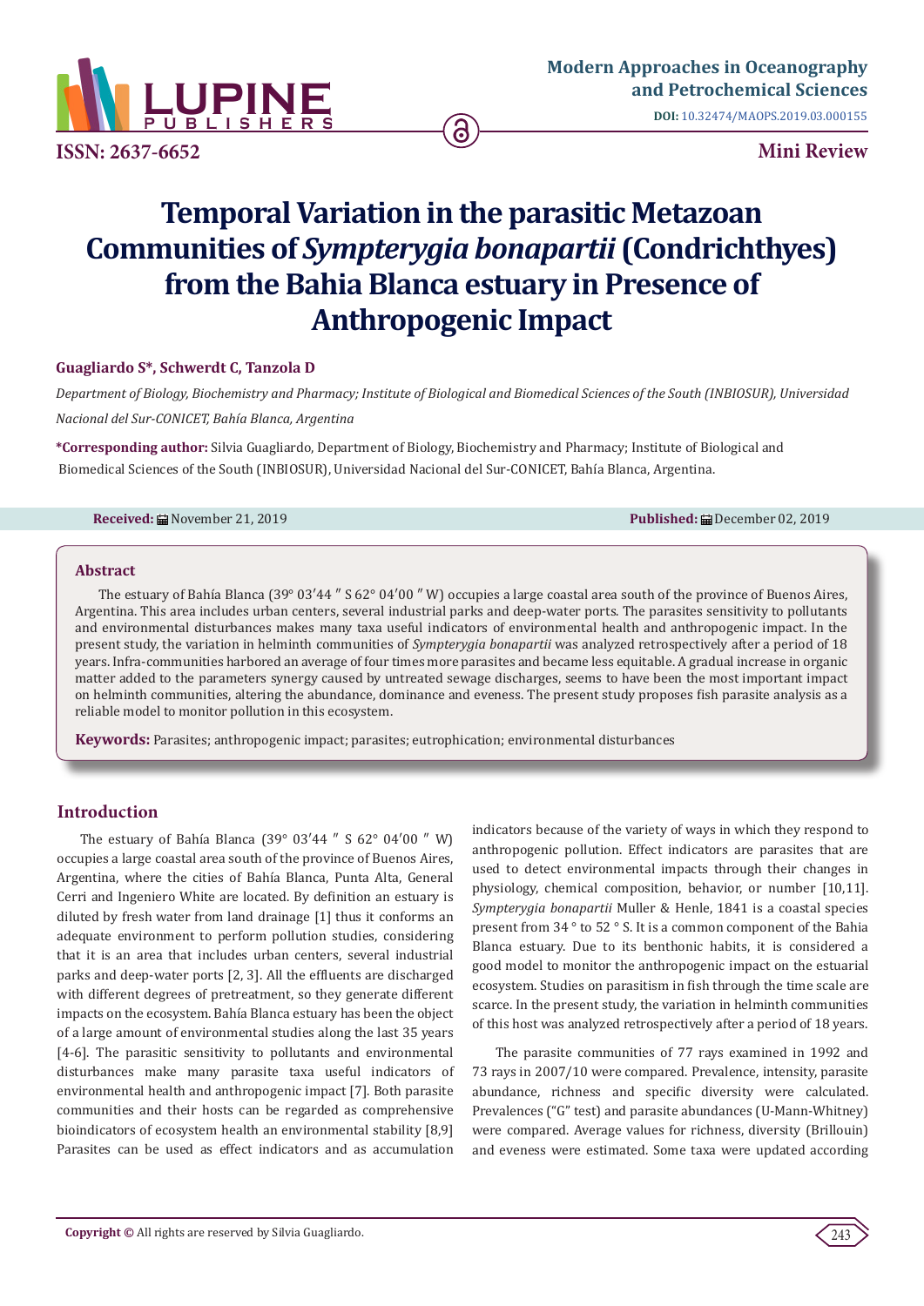**ISSN: 2637-6652**

**Modern Approaches in Oceanography and Petrochemical Sciences**

**DOI:** 10.32474/MAOPS.2019.03.000155

**Mini Review**

# Temporal Variation in the parasitic Metazoan Communities of *Sympterygia bonapartii* (Condrichthyes) from the Bahia Blanca estuary in Presence of Anthropogenic Impact

**Guagliardo S*, Schwerdt C, Tanzola D**

*Department of Biology, Biochemistry and Pharmacy; Institute of Biological and Biomedical Sciences of the South (INBIOSUR), Universidad Nacional del Sur-CONICET, Bahía Blanca, Argentina*

**\*Corresponding author:** Silvia Guagliardo, Department of Biology, Biochemistry and Pharmacy; Institute of Biological and Biomedical Sciences of the South (INBIOSUR), Universidad Nacional del Sur-CONICET, Bahía Blanca, Argentina.

**Received:** November 21, 2019 **Published:** December 02, 2019

## Abstract

The estuary of Bahía Blanca (39° 03′44 ″ S 62° 04′00 ″ W) occupies a large coastal area south of the province of Buenos Aires, Argentina. This area includes urban centers, several industrial parks and deep-water ports. The parasites sensitivity to pollutants and environmental disturbances makes many taxa useful indicators of environmental health and anthropogenic impact. In the present study, the variation in helminth communities of *Sympterygia bonapartii* was analyzed retrospectively after a period of 18 years. Infra-communities harbored an average of four times more parasites and became less equitable. A gradual increase in organic matter added to the parameters synergy caused by untreated sewage discharges, seems to have been the most important impact on helminth communities, altering the abundance, dominance and eveness. The present study proposes fish parasite analysis as a reliable model to monitor pollution in this ecosystem.

**Keywords:** Parasites; anthropogenic impact; parasites; eutrophication; environmental disturbances

## Introduction

The estuary of Bahía Blanca (39° 03′44 ″ S 62° 04′00 ″ W) occupies a large coastal area south of the province of Buenos Aires, Argentina, where the cities of Bahía Blanca, Punta Alta, General Cerri and Ingeniero White are located. By definition an estuary is diluted by fresh water from land drainage [1] thus it conforms an adequate environment to perform pollution studies, considering that it is an area that includes urban centers, several industrial parks and deep-water ports [2, 3]. All the effluents are discharged with different degrees of pretreatment, so they generate different impacts on the ecosystem. Bahía Blanca estuary has been the object of a large amount of environmental studies along the last 35 years [4-6]. The parasitic sensitivity to pollutants and environmental disturbances make many parasite taxa useful indicators of environmental health and anthropogenic impact [7]. Both parasite communities and their hosts can be regarded as comprehensive bioindicators of ecosystem health an environmental stability [8,9] Parasites can be used as effect indicators and as accumulation indicators because of the variety of ways in which they respond to anthropogenic pollution. Effect indicators are parasites that are used to detect environmental impacts through their changes in physiology, chemical composition, behavior, or number [10,11]. *Sympterygia bonapartii* Muller & Henle, 1841 is a coastal species present from 34 ° to 52 ° S. It is a common component of the Bahia Blanca estuary. Due to its benthonic habits, it is considered a good model to monitor the anthropogenic impact on the estuarial ecosystem. Studies on parasitism in fish through the time scale are scarce. In the present study, the variation in helminth communities of this host was analyzed retrospectively after a period of 18 years.

The parasite communities of 77 rays examined in 1992 and 73 rays in 2007/10 were compared. Prevalence, intensity, parasite abundance, richness and specific diversity were calculated. Prevalences ("G" test) and parasite abundances (U-Mann-Whitney) were compared. Average values for richness, diversity (Brillouin) and eveness were estimated. Some taxa were updated according

**Copyright ©** All rights are reserved by Silvia Guagliardo.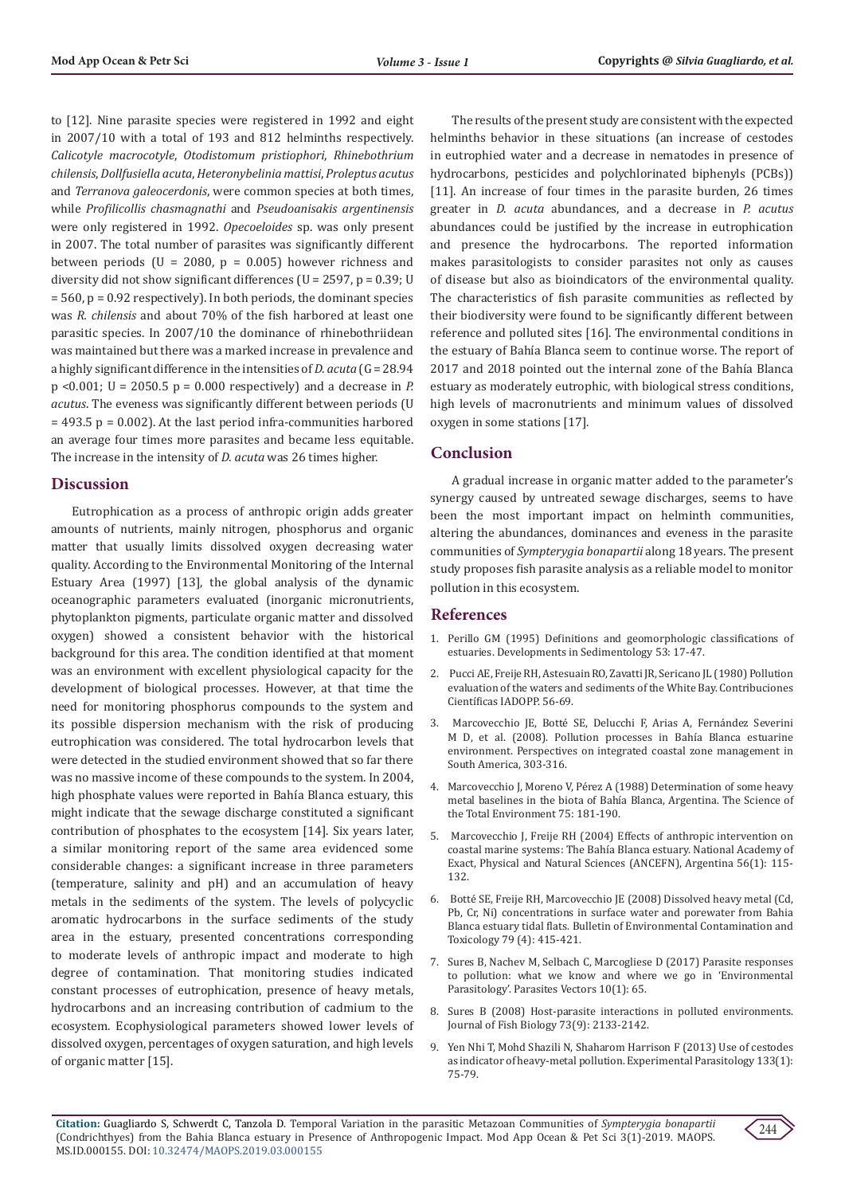to [12]. Nine parasite species were registered in 1992 and eight in 2007/10 with a total of 193 and 812 helminths respectively. *Calicotyle macrocotyle*, *Otodistomum pristiophori*, *Rhinebothrium chilensis*, *Dollfusiella acuta*, *Heteronybelinia mattisi*, *Proleptus acutus* and *Terranova galeocerdonis*, were common species at both times, while *Profilicollis chasmagnathi* and *Pseudoanisakis argentinensis* were only registered in 1992. *Opecoeloides* sp. was only present in 2007. The total number of parasites was significantly different between periods ($U = 2080$, $p = 0.005$) however richness and diversity did not show significant differences ($U = 2597$, $p = 0.39$; $U = 560$, $p = 0.92$ respectively). In both periods, the dominant species was *R. chilensis* and about 70% of the fish harbored at least one parasitic species. In 2007/10 the dominance of rhinebothriidean was maintained but there was a marked increase in prevalence and a highly significant difference in the intensities of *D. acuta* ($G = 28.94$ $p < 0.001$; $U = 2050.5$ $p = 0.000$ respectively) and a decrease in *P. acutus*. The eveness was significantly different between periods ($U = 493.5$ $p = 0.002$). At the last period infra-communities harbored an average four times more parasites and became less equitable. The increase in the intensity of *D. acuta* was 26 times higher.

## Discussion

Eutrophication as a process of anthropic origin adds greater amounts of nutrients, mainly nitrogen, phosphorus and organic matter that usually limits dissolved oxygen decreasing water quality. According to the Environmental Monitoring of the Internal Estuary Area (1997) [13], the global analysis of the dynamic oceanographic parameters evaluated (inorganic micronutrients, phytoplankton pigments, particulate organic matter and dissolved oxygen) showed a consistent behavior with the historical background for this area. The condition identified at that moment was an environment with excellent physiological capacity for the development of biological processes. However, at that time the need for monitoring phosphorus compounds to the system and its possible dispersion mechanism with the risk of producing eutrophication was considered. The total hydrocarbon levels that were detected in the studied environment showed that so far there was no massive income of these compounds to the system. In 2004, high phosphate values were reported in Bahía Blanca estuary, this might indicate that the sewage discharge constituted a significant contribution of phosphates to the ecosystem [14]. Six years later, a similar monitoring report of the same area evidenced some considerable changes: a significant increase in three parameters (temperature, salinity and pH) and an accumulation of heavy metals in the sediments of the system. The levels of polycyclic aromatic hydrocarbons in the surface sediments of the study area in the estuary, presented concentrations corresponding to moderate levels of anthropic impact and moderate to high degree of contamination. That monitoring studies indicated constant processes of eutrophication, presence of heavy metals, hydrocarbons and an increasing contribution of cadmium to the ecosystem. Ecophysiological parameters showed lower levels of dissolved oxygen, percentages of oxygen saturation, and high levels of organic matter [15].

The results of the present study are consistent with the expected helminths behavior in these situations (an increase of cestodes in eutrophied water and a decrease in nematodes in presence of hydrocarbons, pesticides and polychlorinated biphenyls (PCBs)) [11]. An increase of four times in the parasite burden, 26 times greater in *D. acuta* abundances, and a decrease in *P. acutus* abundances could be justified by the increase in eutrophication and presence the hydrocarbons. The reported information makes parasitologists to consider parasites not only as causes of disease but also as bioindicators of the environmental quality. The characteristics of fish parasite communities as reflected by their biodiversity were found to be significantly different between reference and polluted sites [16]. The environmental conditions in the estuary of Bahía Blanca seem to continue worse. The report of 2017 and 2018 pointed out the internal zone of the Bahía Blanca estuary as moderately eutrophic, with biological stress conditions, high levels of macronutrients and minimum values of dissolved oxygen in some stations [17].

## Conclusion

A gradual increase in organic matter added to the parameter's synergy caused by untreated sewage discharges, seems to have been the most important impact on helminth communities, altering the abundances, dominances and eveness in the parasite communities of *Sympterygia bonapartii* along 18 years. The present study proposes fish parasite analysis as a reliable model to monitor pollution in this ecosystem.

## References

1. Perillo GM (1995) Definitions and geomorphologic classifications of estuaries. Developments in Sedimentology 53: 17-47.
2. Pucci AE, Freije RH, Astesuain RO, Zavatti JR, Sericano JL (1980) Pollution evaluation of the waters and sediments of the White Bay. Contribuciones Científicas IADOPP. 56-69.
3. Marcovecchio JE, Botté SE, Delucchi F, Arias A, Fernández Severini M D, et al. (2008). Pollution processes in Bahía Blanca estuarine environment. Perspectives on integrated coastal zone management in South America, 303-316.
4. Marcovecchio J, Moreno V, Pérez A (1988) Determination of some heavy metal baselines in the biota of Bahía Blanca, Argentina. The Science of the Total Environment 75: 181-190.
5. Marcovecchio J, Freije RH (2004) Effects of anthropic intervention on coastal marine systems: The Bahía Blanca estuary. National Academy of Exact, Physical and Natural Sciences (ANCEFN), Argentina 56(1): 115-132.
6. Botté SE, Freije RH, Marcovecchio JE (2008) Dissolved heavy metal (Cd, Pb, Cr, Ni) concentrations in surface water and porewater from Bahia Blanca estuary tidal flats. Bulletin of Environmental Contamination and Toxicology 79 (4): 415-421.
7. Sures B, Nachev M, Selbach C, Marcogliese D (2017) Parasite responses to pollution: what we know and where we go in 'Environmental Parasitology'. Parasites Vectors 10(1): 65.
8. Sures B (2008) Host-parasite interactions in polluted environments. Journal of Fish Biology 73(9): 2133-2142.
9. Yen Nhi T, Mohd Shazili N, Shaharom Harrison F (2013) Use of cestodes as indicator of heavy-metal pollution. Experimental Parasitology 133(1): 75-79.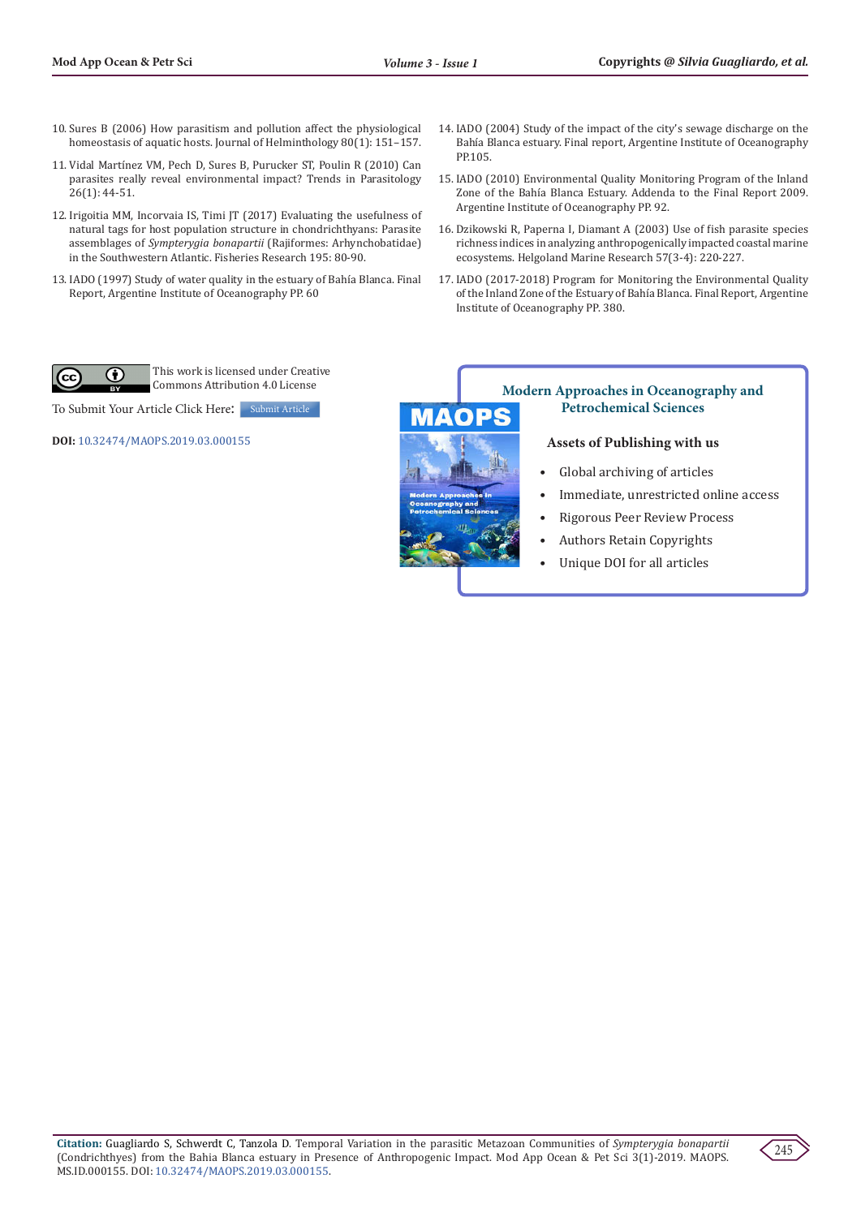10. Sures B (2006) How parasitism and pollution affect the physiological homeostasis of aquatic hosts. Journal of Helminthology 80(1): 151–157.

11. Vidal Martínez VM, Pech D, Sures B, Purucker ST, Poulin R (2010) Can parasites really reveal environmental impact? Trends in Parasitology 26(1): 44-51.

12. Irigoitia MM, Incorvaia IS, Timi JT (2017) Evaluating the usefulness of natural tags for host population structure in chondrichthyans: Parasite assemblages of *Sympterygia bonapartii* (Rajiformes: Arhynchobatidae) in the Southwestern Atlantic. Fisheries Research 195: 80-90.

13. IADO (1997) Study of water quality in the estuary of Bahía Blanca. Final Report, Argentine Institute of Oceanography PP. 60

14. IADO (2004) Study of the impact of the city's sewage discharge on the Bahía Blanca estuary. Final report, Argentine Institute of Oceanography PP.105.

15. IADO (2010) Environmental Quality Monitoring Program of the Inland Zone of the Bahía Blanca Estuary. Addenda to the Final Report 2009. Argentine Institute of Oceanography PP. 92.

16. Dzikowski R, Paperna I, Diamant A (2003) Use of fish parasite species richness indices in analyzing anthropogenically impacted coastal marine ecosystems. Helgoland Marine Research 57(3-4): 220-227.

17. IADO (2017-2018) Program for Monitoring the Environmental Quality of the Inland Zone of the Estuary of Bahía Blanca. Final Report, Argentine Institute of Oceanography PP. 380.

This work is licensed under Creative Commons Attribution 4.0 License

To Submit Your Article Click Here: Submit Article

**DOI:** 10.32474/MAOPS.2019.03.000155

**Modern Approaches in Oceanography and Petrochemical Sciences**

**Assets of Publishing with us**

- Global archiving of articles
- Immediate, unrestricted online access
- Rigorous Peer Review Process
- Authors Retain Copyrights
- Unique DOI for all articles

**Citation:** Guagliardo S, Schwerdt C, Tanzola D. Temporal Variation in the parasitic Metazoan Communities of *Sympterygia bonapartii* (Condrichthyes) from the Bahia Blanca estuary in Presence of Anthropogenic Impact. Mod App Ocean & Pet Sci 3(1)-2019. MAOPS. MS.ID.000155. DOI: 10.32474/MAOPS.2019.03.000155.